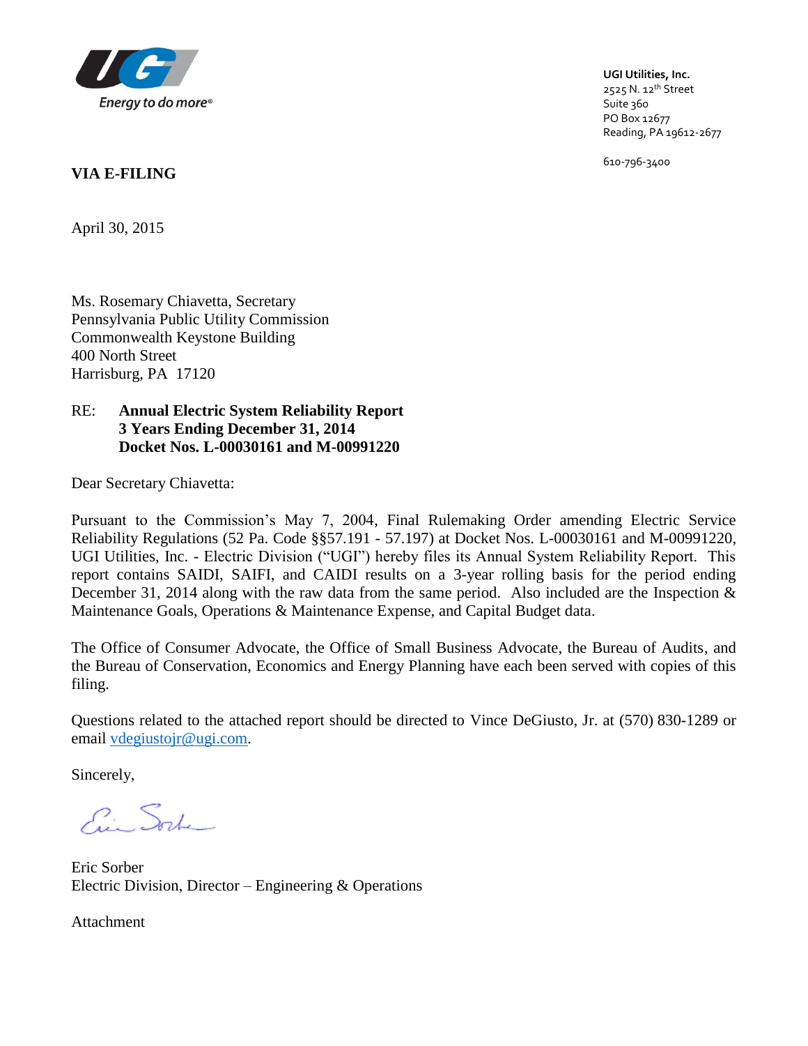UGI

Energy to do more®

**UGI Utilities, Inc.**
2525 N. 12th Street
Suite 360
PO Box 12677
Reading, PA 19612-2677

610-796-3400

**VIA E-FILING**

April 30, 2015

Ms. Rosemary Chiavetta, Secretary
Pennsylvania Public Utility Commission
Commonwealth Keystone Building
400 North Street
Harrisburg, PA 17120

RE: **Annual Electric System Reliability Report**
**3 Years Ending December 31, 2014**
**Docket Nos. L-00030161 and M-00991220**

Dear Secretary Chiavetta:

Pursuant to the Commission's May 7, 2004, Final Rulemaking Order amending Electric Service Reliability Regulations (52 Pa. Code §§57.191 - 57.197) at Docket Nos. L-00030161 and M-00991220, UGI Utilities, Inc. - Electric Division ("UGI") hereby files its Annual System Reliability Report. This report contains SAIDI, SAIFI, and CAIDI results on a 3-year rolling basis for the period ending December 31, 2014 along with the raw data from the same period. Also included are the Inspection & Maintenance Goals, Operations & Maintenance Expense, and Capital Budget data.

The Office of Consumer Advocate, the Office of Small Business Advocate, the Bureau of Audits, and the Bureau of Conservation, Economics and Energy Planning have each been served with copies of this filing.

Questions related to the attached report should be directed to Vince DeGiusto, Jr. at (570) 830-1289 or email vdegiustojr@ugi.com.

Sincerely,

Eric Sorber
Electric Division, Director – Engineering & Operations

Attachment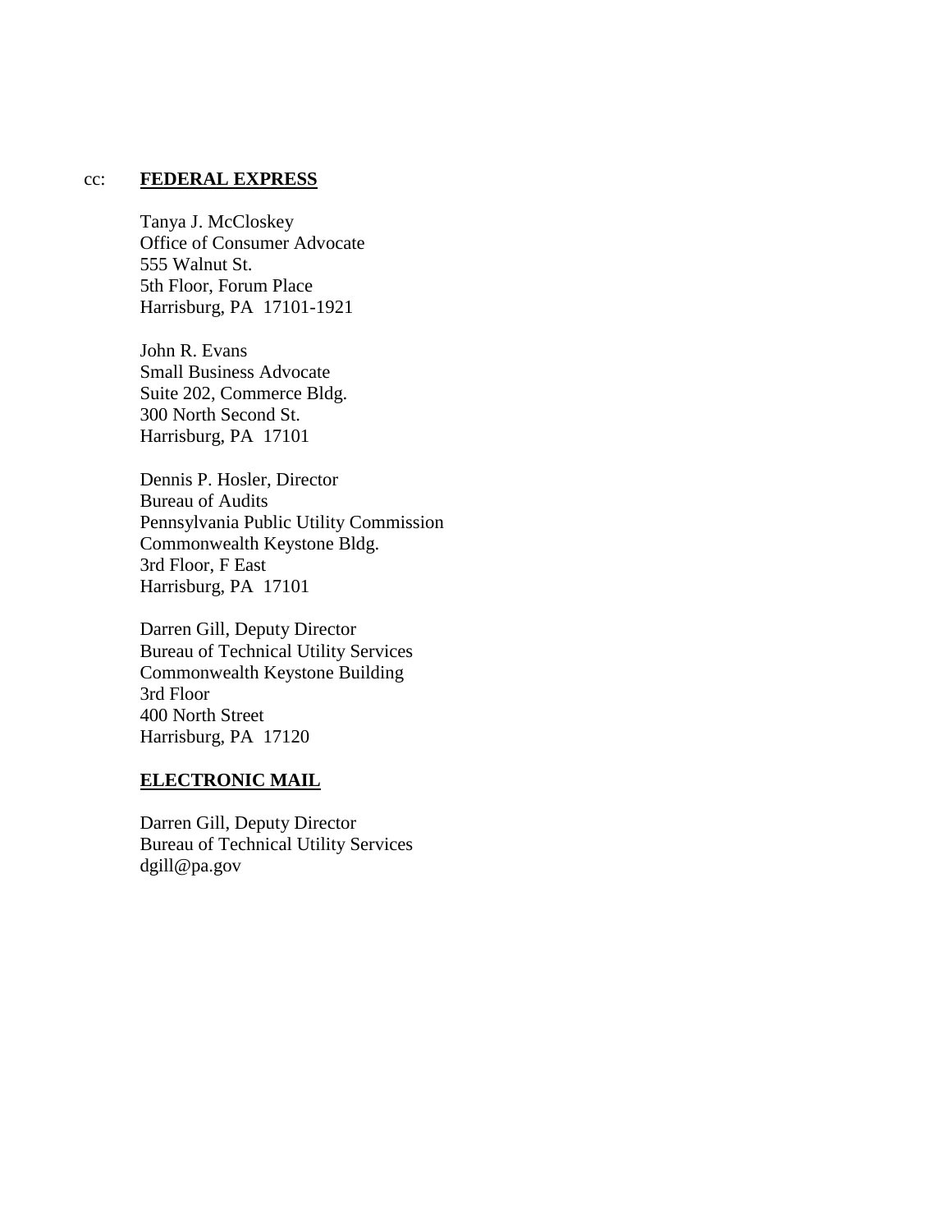cc: **FEDERAL EXPRESS**

Tanya J. McCloskey
Office of Consumer Advocate
555 Walnut St.
5th Floor, Forum Place
Harrisburg, PA 17101-1921

John R. Evans
Small Business Advocate
Suite 202, Commerce Bldg.
300 North Second St.
Harrisburg, PA 17101

Dennis P. Hosler, Director
Bureau of Audits
Pennsylvania Public Utility Commission
Commonwealth Keystone Bldg.
3rd Floor, F East
Harrisburg, PA 17101

Darren Gill, Deputy Director
Bureau of Technical Utility Services
Commonwealth Keystone Building
3rd Floor
400 North Street
Harrisburg, PA 17120

**ELECTRONIC MAIL**

Darren Gill, Deputy Director
Bureau of Technical Utility Services
dgill@pa.gov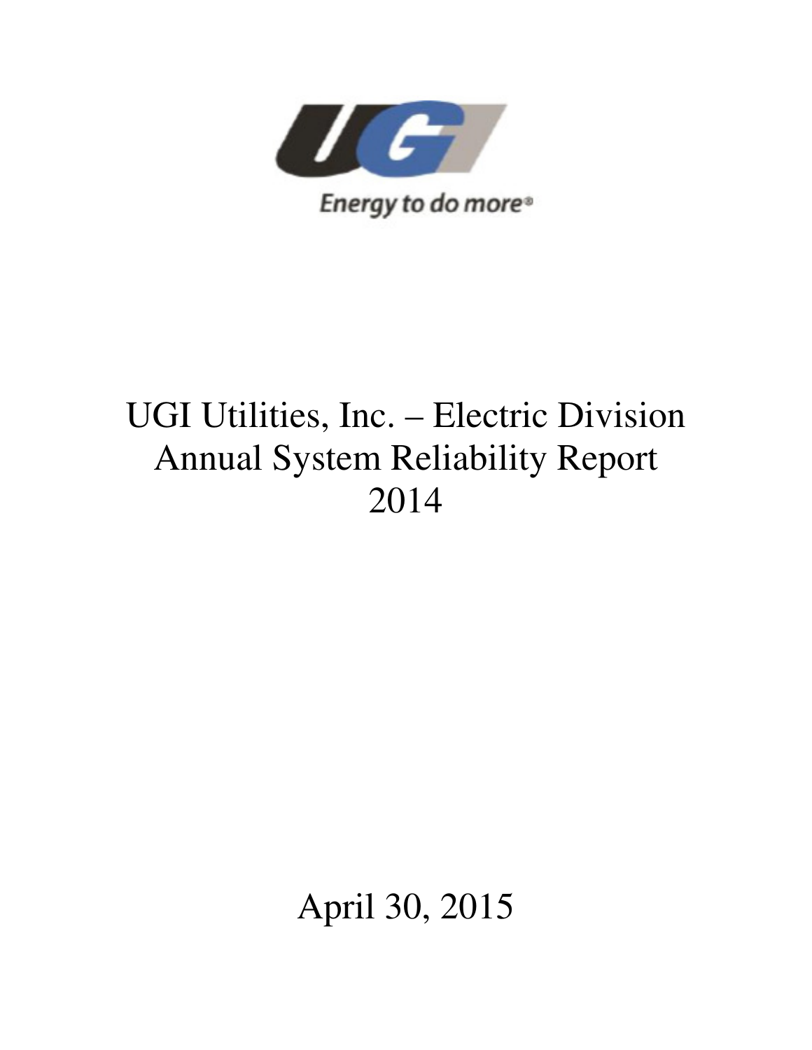Energy to do more®

# UGI Utilities, Inc. – Electric Division
# Annual System Reliability Report
# 2014

April 30, 2015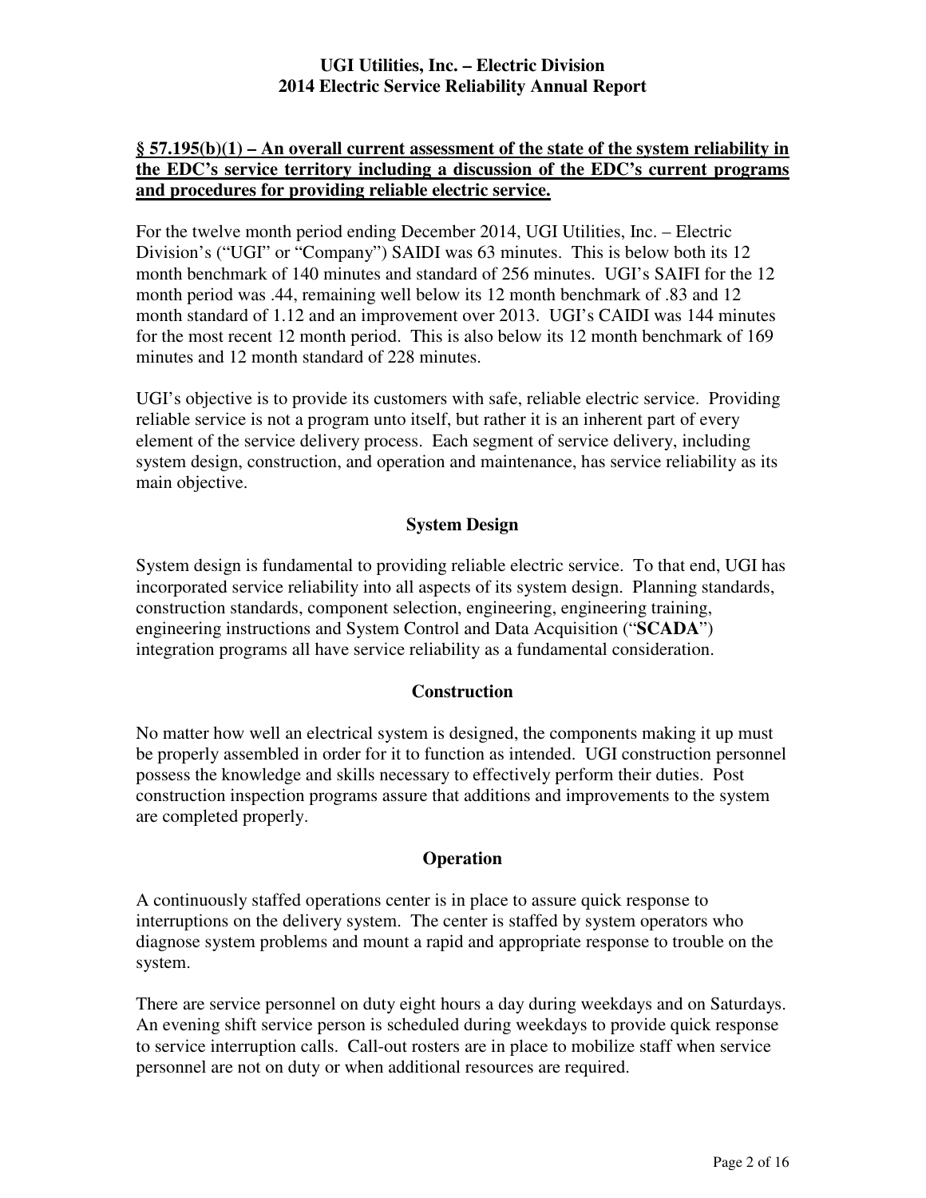**§ 57.195(b)(1) – An overall current assessment of the state of the system reliability in the EDC's service territory including a discussion of the EDC's current programs and procedures for providing reliable electric service.**

For the twelve month period ending December 2014, UGI Utilities, Inc. – Electric Division's ("UGI" or "Company") SAIDI was 63 minutes. This is below both its 12 month benchmark of 140 minutes and standard of 256 minutes. UGI's SAIFI for the 12 month period was .44, remaining well below its 12 month benchmark of .83 and 12 month standard of 1.12 and an improvement over 2013. UGI's CAIDI was 144 minutes for the most recent 12 month period. This is also below its 12 month benchmark of 169 minutes and 12 month standard of 228 minutes.

UGI's objective is to provide its customers with safe, reliable electric service. Providing reliable service is not a program unto itself, but rather it is an inherent part of every element of the service delivery process. Each segment of service delivery, including system design, construction, and operation and maintenance, has service reliability as its main objective.

### System Design

System design is fundamental to providing reliable electric service. To that end, UGI has incorporated service reliability into all aspects of its system design. Planning standards, construction standards, component selection, engineering, engineering training, engineering instructions and System Control and Data Acquisition ("**SCADA**") integration programs all have service reliability as a fundamental consideration.

### Construction

No matter how well an electrical system is designed, the components making it up must be properly assembled in order for it to function as intended. UGI construction personnel possess the knowledge and skills necessary to effectively perform their duties. Post construction inspection programs assure that additions and improvements to the system are completed properly.

### Operation

A continuously staffed operations center is in place to assure quick response to interruptions on the delivery system. The center is staffed by system operators who diagnose system problems and mount a rapid and appropriate response to trouble on the system.

There are service personnel on duty eight hours a day during weekdays and on Saturdays. An evening shift service person is scheduled during weekdays to provide quick response to service interruption calls. Call-out rosters are in place to mobilize staff when service personnel are not on duty or when additional resources are required.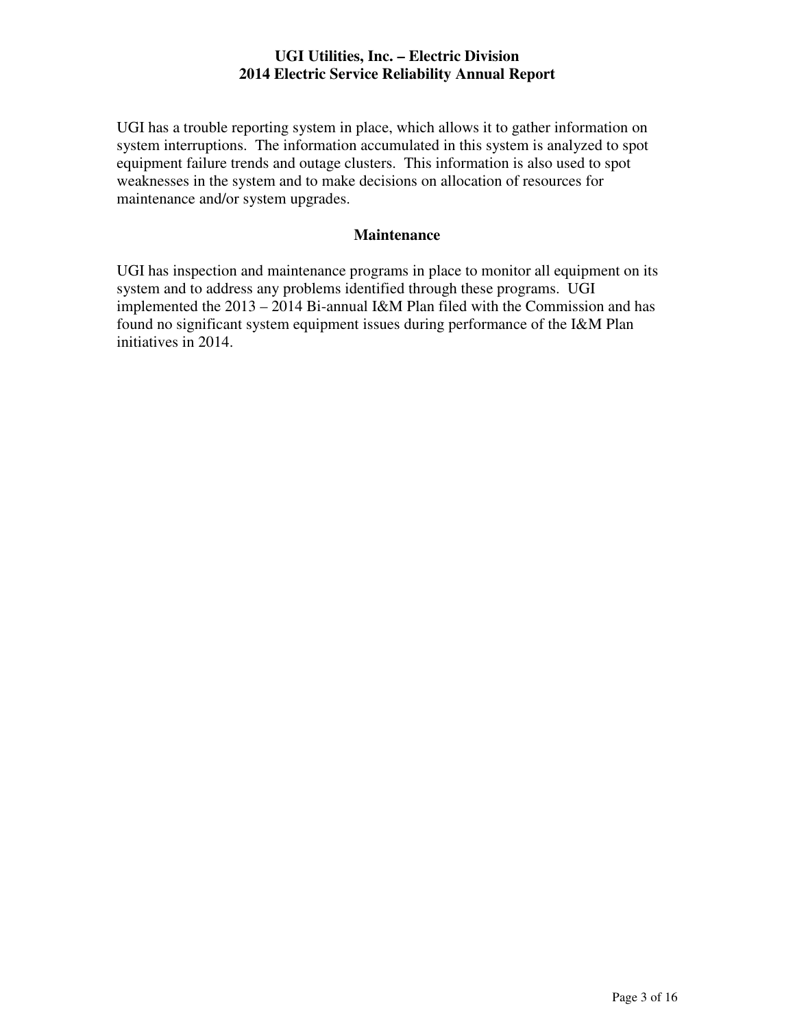UGI has a trouble reporting system in place, which allows it to gather information on system interruptions. The information accumulated in this system is analyzed to spot equipment failure trends and outage clusters. This information is also used to spot weaknesses in the system and to make decisions on allocation of resources for maintenance and/or system upgrades.

## Maintenance

UGI has inspection and maintenance programs in place to monitor all equipment on its system and to address any problems identified through these programs. UGI implemented the 2013 – 2014 Bi-annual I&M Plan filed with the Commission and has found no significant system equipment issues during performance of the I&M Plan initiatives in 2014.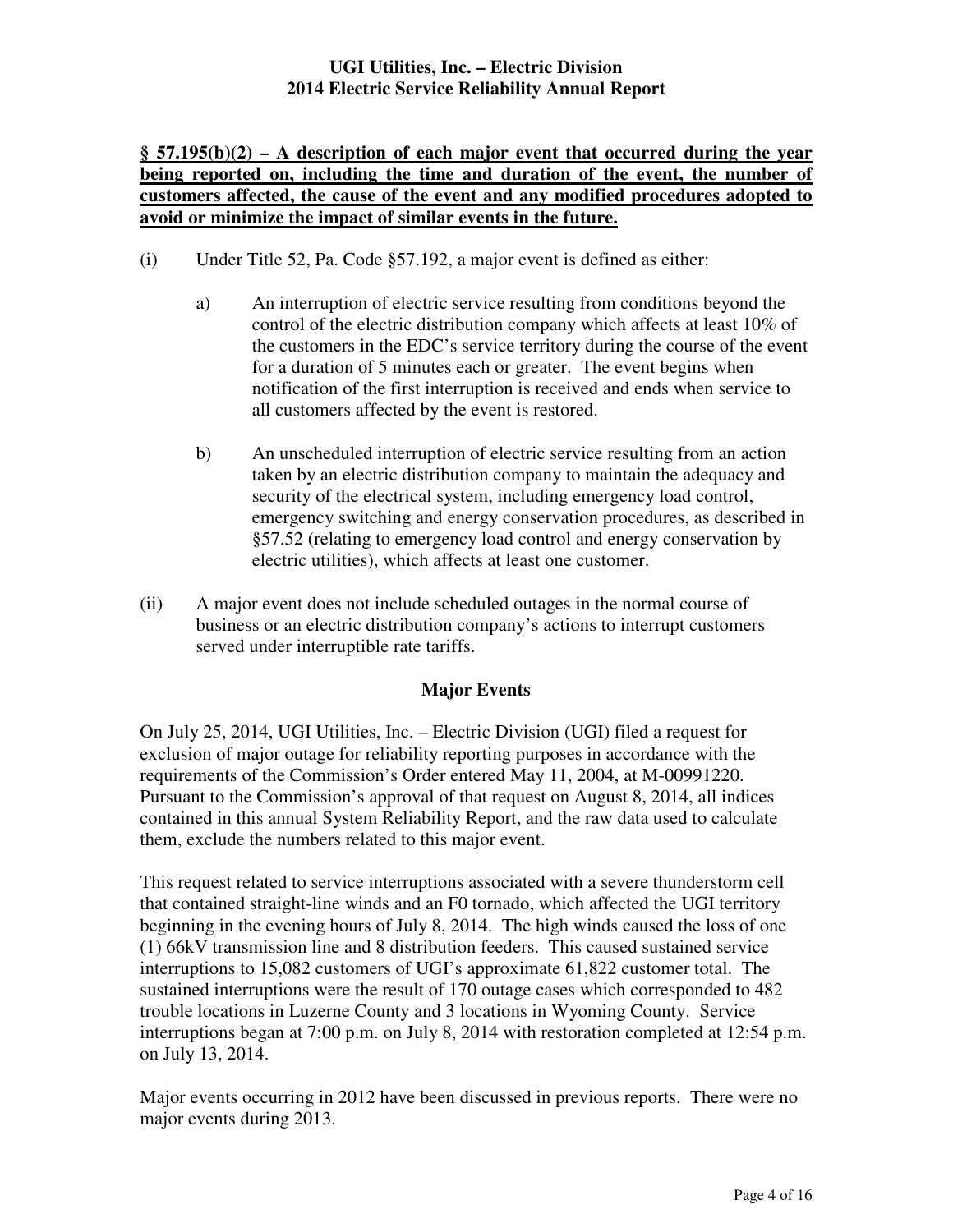**§ 57.195(b)(2) – A description of each major event that occurred during the year being reported on, including the time and duration of the event, the number of customers affected, the cause of the event and any modified procedures adopted to avoid or minimize the impact of similar events in the future.**

(i) Under Title 52, Pa. Code §57.192, a major event is defined as either:

   a) An interruption of electric service resulting from conditions beyond the control of the electric distribution company which affects at least 10% of the customers in the EDC's service territory during the course of the event for a duration of 5 minutes each or greater. The event begins when notification of the first interruption is received and ends when service to all customers affected by the event is restored.

   b) An unscheduled interruption of electric service resulting from an action taken by an electric distribution company to maintain the adequacy and security of the electrical system, including emergency load control, emergency switching and energy conservation procedures, as described in §57.52 (relating to emergency load control and energy conservation by electric utilities), which affects at least one customer.

(ii) A major event does not include scheduled outages in the normal course of business or an electric distribution company's actions to interrupt customers served under interruptible rate tariffs.

## Major Events

On July 25, 2014, UGI Utilities, Inc. – Electric Division (UGI) filed a request for exclusion of major outage for reliability reporting purposes in accordance with the requirements of the Commission's Order entered May 11, 2004, at M-00991220. Pursuant to the Commission's approval of that request on August 8, 2014, all indices contained in this annual System Reliability Report, and the raw data used to calculate them, exclude the numbers related to this major event.

This request related to service interruptions associated with a severe thunderstorm cell that contained straight-line winds and an F0 tornado, which affected the UGI territory beginning in the evening hours of July 8, 2014. The high winds caused the loss of one (1) 66kV transmission line and 8 distribution feeders. This caused sustained service interruptions to 15,082 customers of UGI's approximate 61,822 customer total. The sustained interruptions were the result of 170 outage cases which corresponded to 482 trouble locations in Luzerne County and 3 locations in Wyoming County. Service interruptions began at 7:00 p.m. on July 8, 2014 with restoration completed at 12:54 p.m. on July 13, 2014.

Major events occurring in 2012 have been discussed in previous reports. There were no major events during 2013.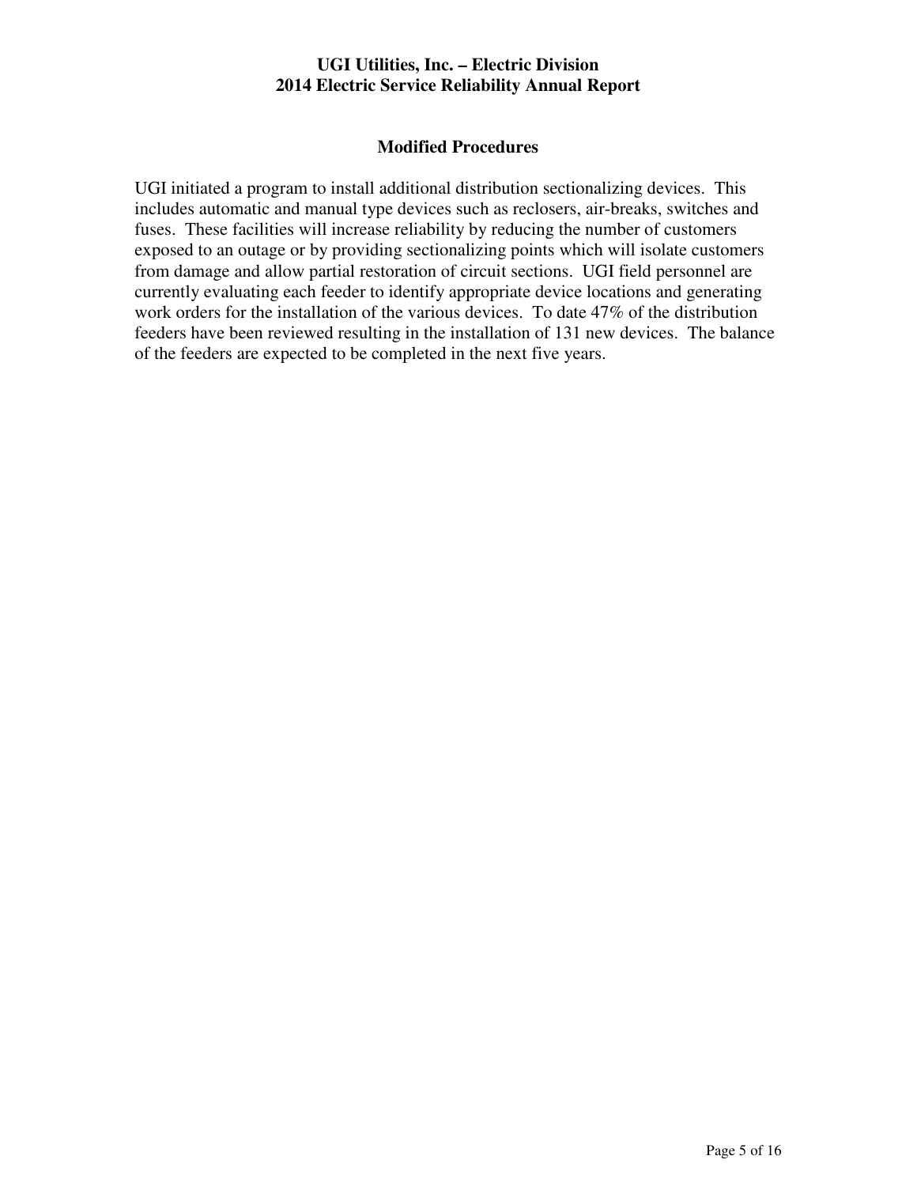## Modified Procedures

UGI initiated a program to install additional distribution sectionalizing devices. This includes automatic and manual type devices such as reclosers, air-breaks, switches and fuses. These facilities will increase reliability by reducing the number of customers exposed to an outage or by providing sectionalizing points which will isolate customers from damage and allow partial restoration of circuit sections. UGI field personnel are currently evaluating each feeder to identify appropriate device locations and generating work orders for the installation of the various devices. To date 47% of the distribution feeders have been reviewed resulting in the installation of 131 new devices. The balance of the feeders are expected to be completed in the next five years.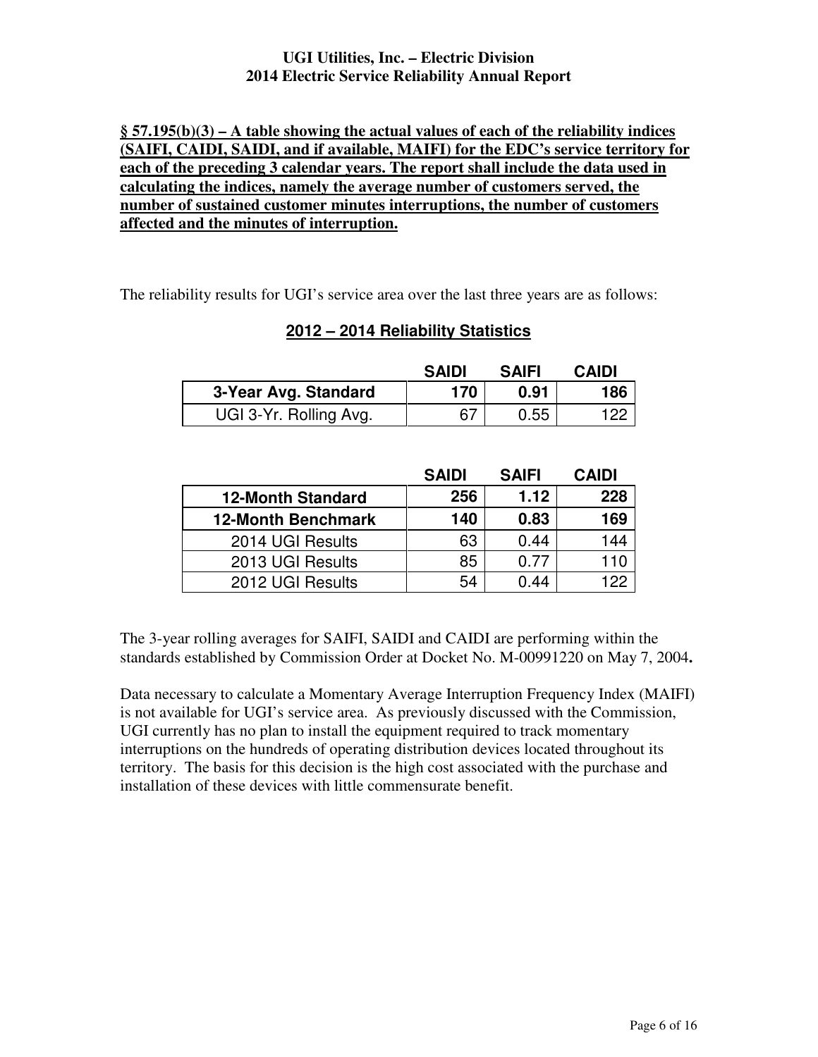**§ 57.195(b)(3) – A table showing the actual values of each of the reliability indices (SAIFI, CAIDI, SAIDI, and if available, MAIFI) for the EDC's service territory for each of the preceding 3 calendar years. The report shall include the data used in calculating the indices, namely the average number of customers served, the number of sustained customer minutes interruptions, the number of customers affected and the minutes of interruption.**

The reliability results for UGI's service area over the last three years are as follows:

**2012 – 2014 Reliability Statistics**

| | SAIDI | SAIFI | CAIDI |
|---|---|---|---|
| **3-Year Avg. Standard** | **170** | **0.91** | **186** |
| UGI 3-Yr. Rolling Avg. | 67 | 0.55 | 122 |

| | SAIDI | SAIFI | CAIDI |
|---|---|---|---|
| **12-Month Standard** | **256** | **1.12** | **228** |
| **12-Month Benchmark** | **140** | **0.83** | **169** |
| 2014 UGI Results | 63 | 0.44 | 144 |
| 2013 UGI Results | 85 | 0.77 | 110 |
| 2012 UGI Results | 54 | 0.44 | 122 |

The 3-year rolling averages for SAIFI, SAIDI and CAIDI are performing within the standards established by Commission Order at Docket No. M-00991220 on May 7, 2004**.**

Data necessary to calculate a Momentary Average Interruption Frequency Index (MAIFI) is not available for UGI's service area. As previously discussed with the Commission, UGI currently has no plan to install the equipment required to track momentary interruptions on the hundreds of operating distribution devices located throughout its territory. The basis for this decision is the high cost associated with the purchase and installation of these devices with little commensurate benefit.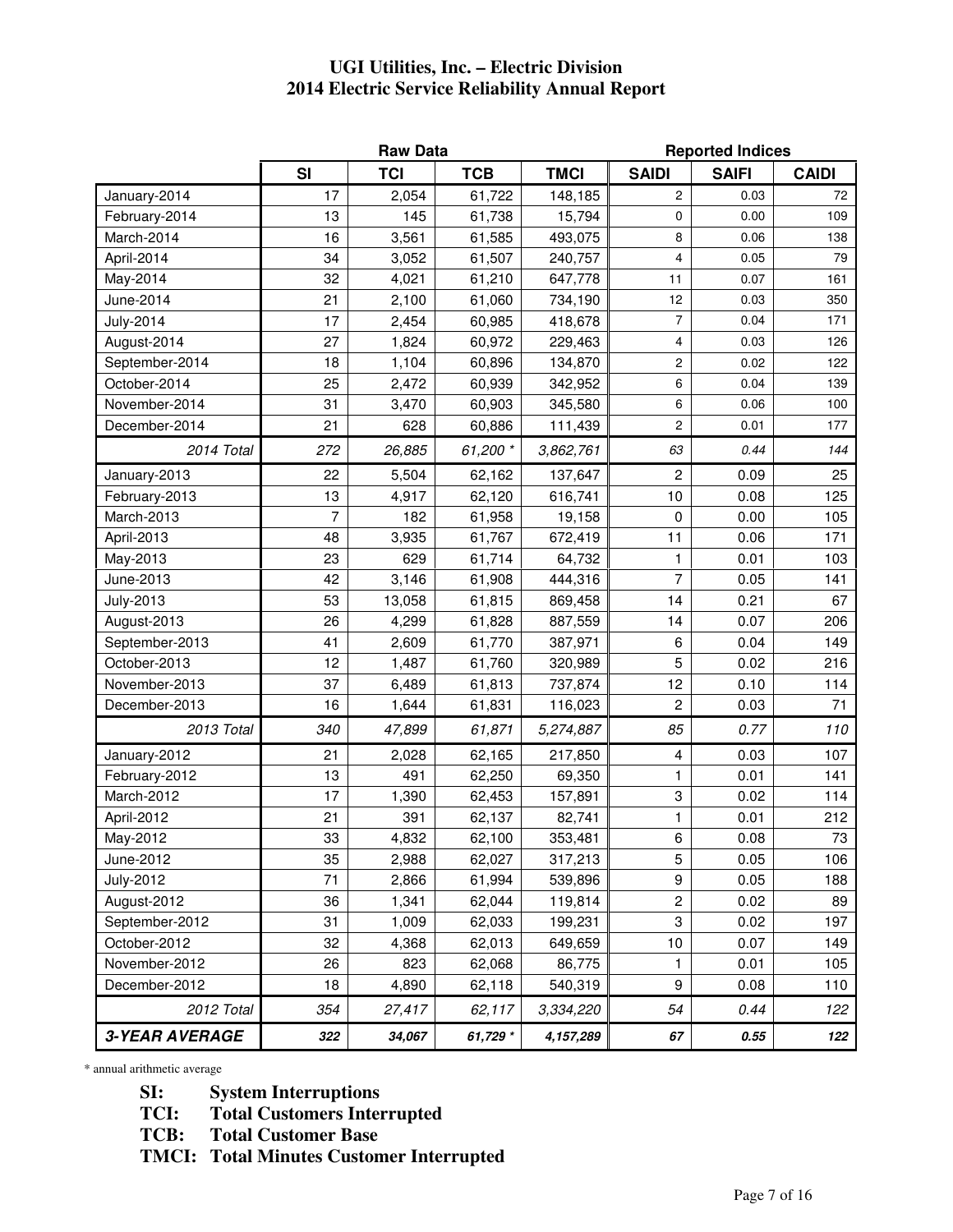# UGI Utilities, Inc. – Electric Division
# 2014 Electric Service Reliability Annual Report

| | Raw Data | | | | Reported Indices | | |
|---|---|---|---|---|---|---|---|
| | **SI** | **TCI** | **TCB** | **TMCI** | **SAIDI** | **SAIFI** | **CAIDI** |
| January-2014 | 17 | 2,054 | 61,722 | 148,185 | 2 | 0.03 | 72 |
| February-2014 | 13 | 145 | 61,738 | 15,794 | 0 | 0.00 | 109 |
| March-2014 | 16 | 3,561 | 61,585 | 493,075 | 8 | 0.06 | 138 |
| April-2014 | 34 | 3,052 | 61,507 | 240,757 | 4 | 0.05 | 79 |
| May-2014 | 32 | 4,021 | 61,210 | 647,778 | 11 | 0.07 | 161 |
| June-2014 | 21 | 2,100 | 61,060 | 734,190 | 12 | 0.03 | 350 |
| July-2014 | 17 | 2,454 | 60,985 | 418,678 | 7 | 0.04 | 171 |
| August-2014 | 27 | 1,824 | 60,972 | 229,463 | 4 | 0.03 | 126 |
| September-2014 | 18 | 1,104 | 60,896 | 134,870 | 2 | 0.02 | 122 |
| October-2014 | 25 | 2,472 | 60,939 | 342,952 | 6 | 0.04 | 139 |
| November-2014 | 31 | 3,470 | 60,903 | 345,580 | 6 | 0.06 | 100 |
| December-2014 | 21 | 628 | 60,886 | 111,439 | 2 | 0.01 | 177 |
| *2014 Total* | *272* | *26,885* | *61,200 \** | *3,862,761* | *63* | *0.44* | *144* |
| January-2013 | 22 | 5,504 | 62,162 | 137,647 | 2 | 0.09 | 25 |
| February-2013 | 13 | 4,917 | 62,120 | 616,741 | 10 | 0.08 | 125 |
| March-2013 | 7 | 182 | 61,958 | 19,158 | 0 | 0.00 | 105 |
| April-2013 | 48 | 3,935 | 61,767 | 672,419 | 11 | 0.06 | 171 |
| May-2013 | 23 | 629 | 61,714 | 64,732 | 1 | 0.01 | 103 |
| June-2013 | 42 | 3,146 | 61,908 | 444,316 | 7 | 0.05 | 141 |
| July-2013 | 53 | 13,058 | 61,815 | 869,458 | 14 | 0.21 | 67 |
| August-2013 | 26 | 4,299 | 61,828 | 887,559 | 14 | 0.07 | 206 |
| September-2013 | 41 | 2,609 | 61,770 | 387,971 | 6 | 0.04 | 149 |
| October-2013 | 12 | 1,487 | 61,760 | 320,989 | 5 | 0.02 | 216 |
| November-2013 | 37 | 6,489 | 61,813 | 737,874 | 12 | 0.10 | 114 |
| December-2013 | 16 | 1,644 | 61,831 | 116,023 | 2 | 0.03 | 71 |
| *2013 Total* | *340* | *47,899* | *61,871* | *5,274,887* | *85* | *0.77* | *110* |
| January-2012 | 21 | 2,028 | 62,165 | 217,850 | 4 | 0.03 | 107 |
| February-2012 | 13 | 491 | 62,250 | 69,350 | 1 | 0.01 | 141 |
| March-2012 | 17 | 1,390 | 62,453 | 157,891 | 3 | 0.02 | 114 |
| April-2012 | 21 | 391 | 62,137 | 82,741 | 1 | 0.01 | 212 |
| May-2012 | 33 | 4,832 | 62,100 | 353,481 | 6 | 0.08 | 73 |
| June-2012 | 35 | 2,988 | 62,027 | 317,213 | 5 | 0.05 | 106 |
| July-2012 | 71 | 2,866 | 61,994 | 539,896 | 9 | 0.05 | 188 |
| August-2012 | 36 | 1,341 | 62,044 | 119,814 | 2 | 0.02 | 89 |
| September-2012 | 31 | 1,009 | 62,033 | 199,231 | 3 | 0.02 | 197 |
| October-2012 | 32 | 4,368 | 62,013 | 649,659 | 10 | 0.07 | 149 |
| November-2012 | 26 | 823 | 62,068 | 86,775 | 1 | 0.01 | 105 |
| December-2012 | 18 | 4,890 | 62,118 | 540,319 | 9 | 0.08 | 110 |
| *2012 Total* | *354* | *27,417* | *62,117* | *3,334,220* | *54* | *0.44* | *122* |
| ***3-YEAR AVERAGE*** | ***322*** | ***34,067*** | ***61,729 \**** | ***4,157,289*** | ***67*** | ***0.55*** | ***122*** |

\* annual arithmetic average

**SI:** System Interruptions
**TCI:** Total Customers Interrupted
**TCB:** Total Customer Base
**TMCI:** Total Minutes Customer Interrupted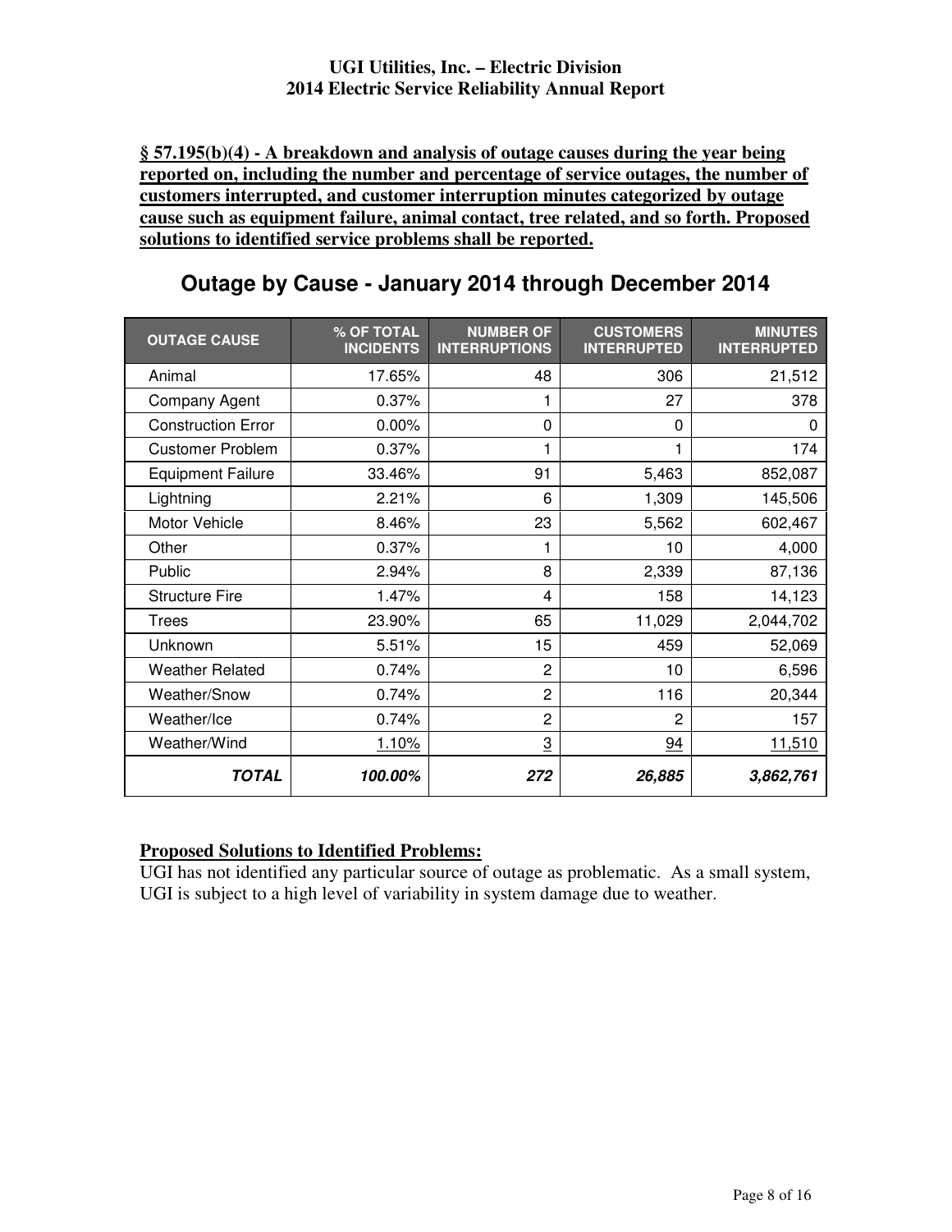**§ 57.195(b)(4) - A breakdown and analysis of outage causes during the year being reported on, including the number and percentage of service outages, the number of customers interrupted, and customer interruption minutes categorized by outage cause such as equipment failure, animal contact, tree related, and so forth. Proposed solutions to identified service problems shall be reported.**

## Outage by Cause - January 2014 through December 2014

| OUTAGE CAUSE | % OF TOTAL INCIDENTS | NUMBER OF INTERRUPTIONS | CUSTOMERS INTERRUPTED | MINUTES INTERRUPTED |
|---|---|---|---|---|
| Animal | 17.65% | 48 | 306 | 21,512 |
| Company Agent | 0.37% | 1 | 27 | 378 |
| Construction Error | 0.00% | 0 | 0 | 0 |
| Customer Problem | 0.37% | 1 | 1 | 174 |
| Equipment Failure | 33.46% | 91 | 5,463 | 852,087 |
| Lightning | 2.21% | 6 | 1,309 | 145,506 |
| Motor Vehicle | 8.46% | 23 | 5,562 | 602,467 |
| Other | 0.37% | 1 | 10 | 4,000 |
| Public | 2.94% | 8 | 2,339 | 87,136 |
| Structure Fire | 1.47% | 4 | 158 | 14,123 |
| Trees | 23.90% | 65 | 11,029 | 2,044,702 |
| Unknown | 5.51% | 15 | 459 | 52,069 |
| Weather Related | 0.74% | 2 | 10 | 6,596 |
| Weather/Snow | 0.74% | 2 | 116 | 20,344 |
| Weather/Ice | 0.74% | 2 | 2 | 157 |
| Weather/Wind | 1.10% | 3 | 94 | 11,510 |
| ***TOTAL*** | ***100.00%*** | ***272*** | ***26,885*** | ***3,862,761*** |

**Proposed Solutions to Identified Problems:**

UGI has not identified any particular source of outage as problematic. As a small system, UGI is subject to a high level of variability in system damage due to weather.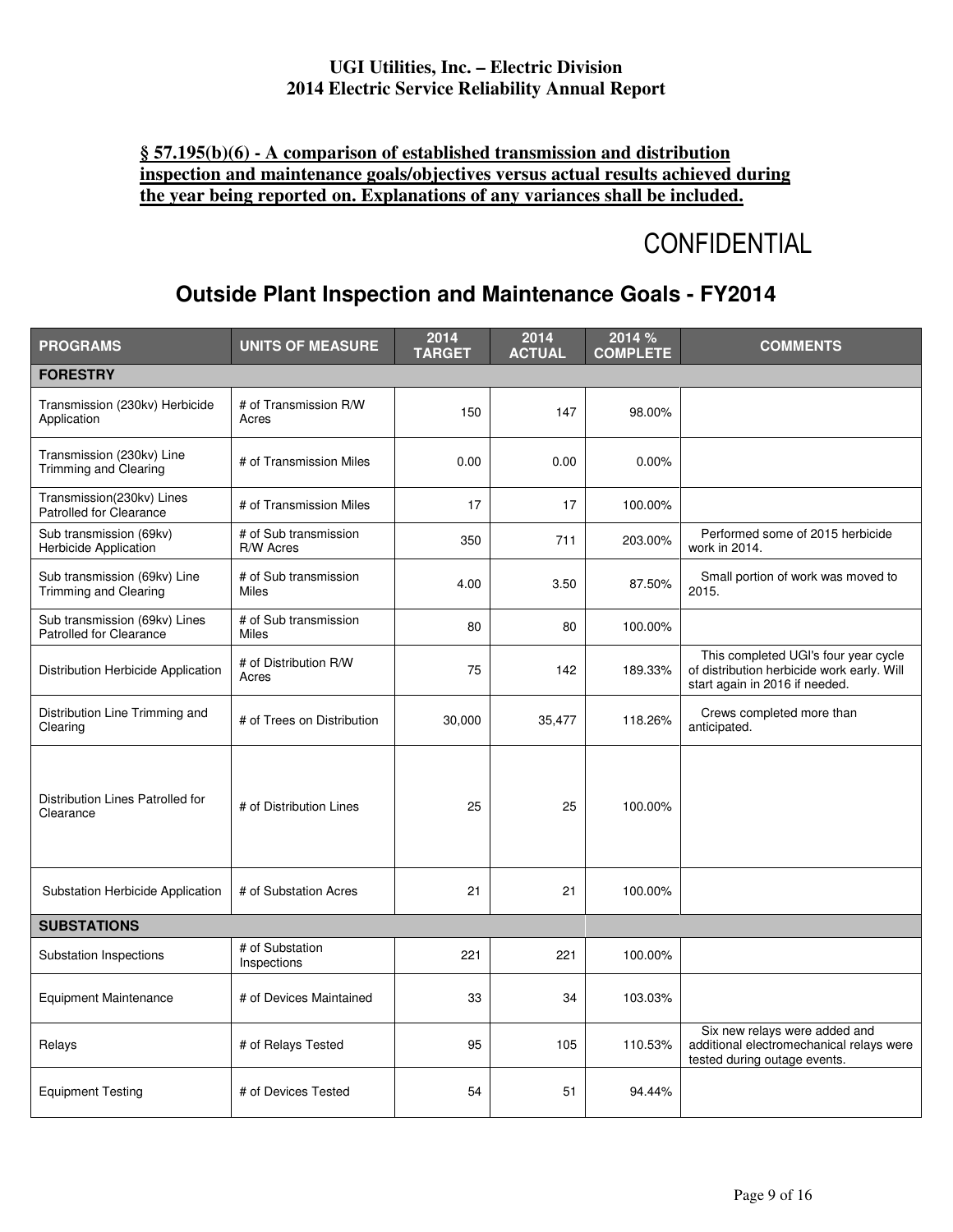**§ 57.195(b)(6) - A comparison of established transmission and distribution inspection and maintenance goals/objectives versus actual results achieved during the year being reported on. Explanations of any variances shall be included.**

CONFIDENTIAL

## Outside Plant Inspection and Maintenance Goals - FY2014

| PROGRAMS | UNITS OF MEASURE | 2014 TARGET | 2014 ACTUAL | 2014 % COMPLETE | COMMENTS |
|---|---|---|---|---|---|
| **FORESTRY** | | | | | |
| Transmission (230kv) Herbicide Application | # of Transmission R/W Acres | 150 | 147 | 98.00% | |
| Transmission (230kv) Line Trimming and Clearing | # of Transmission Miles | 0.00 | 0.00 | 0.00% | |
| Transmission(230kv) Lines Patrolled for Clearance | # of Transmission Miles | 17 | 17 | 100.00% | |
| Sub transmission (69kv) Herbicide Application | # of Sub transmission R/W Acres | 350 | 711 | 203.00% | Performed some of 2015 herbicide work in 2014. |
| Sub transmission (69kv) Line Trimming and Clearing | # of Sub transmission Miles | 4.00 | 3.50 | 87.50% | Small portion of work was moved to 2015. |
| Sub transmission (69kv) Lines Patrolled for Clearance | # of Sub transmission Miles | 80 | 80 | 100.00% | |
| Distribution Herbicide Application | # of Distribution R/W Acres | 75 | 142 | 189.33% | This completed UGI's four year cycle of distribution herbicide work early. Will start again in 2016 if needed. |
| Distribution Line Trimming and Clearing | # of Trees on Distribution | 30,000 | 35,477 | 118.26% | Crews completed more than anticipated. |
| Distribution Lines Patrolled for Clearance | # of Distribution Lines | 25 | 25 | 100.00% | |
| Substation Herbicide Application | # of Substation Acres | 21 | 21 | 100.00% | |
| **SUBSTATIONS** | | | | | |
| Substation Inspections | # of Substation Inspections | 221 | 221 | 100.00% | |
| Equipment Maintenance | # of Devices Maintained | 33 | 34 | 103.03% | |
| Relays | # of Relays Tested | 95 | 105 | 110.53% | Six new relays were added and additional electromechanical relays were tested during outage events. |
| Equipment Testing | # of Devices Tested | 54 | 51 | 94.44% | |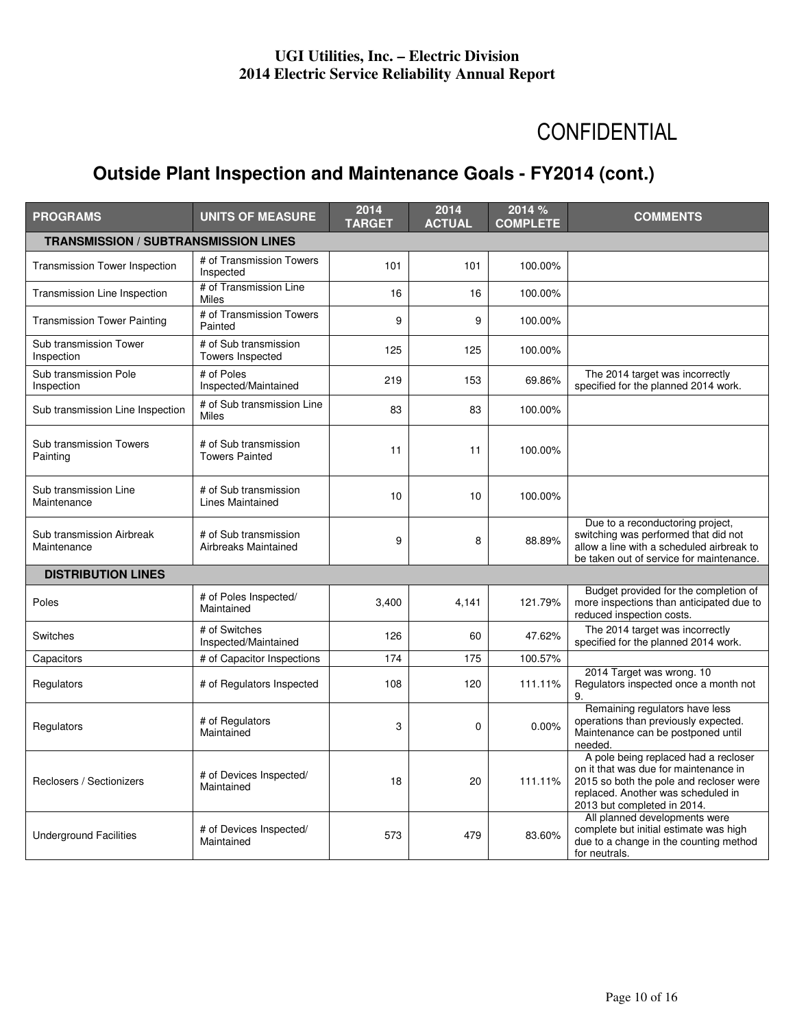CONFIDENTIAL

## Outside Plant Inspection and Maintenance Goals - FY2014 (cont.)

| PROGRAMS | UNITS OF MEASURE | 2014 TARGET | 2014 ACTUAL | 2014 % COMPLETE | COMMENTS |
|---|---|---|---|---|---|
| **TRANSMISSION / SUBTRANSMISSION LINES** | | | | | |
| Transmission Tower Inspection | # of Transmission Towers Inspected | 101 | 101 | 100.00% | |
| Transmission Line Inspection | # of Transmission Line Miles | 16 | 16 | 100.00% | |
| Transmission Tower Painting | # of Transmission Towers Painted | 9 | 9 | 100.00% | |
| Sub transmission Tower Inspection | # of Sub transmission Towers Inspected | 125 | 125 | 100.00% | |
| Sub transmission Pole Inspection | # of Poles Inspected/Maintained | 219 | 153 | 69.86% | The 2014 target was incorrectly specified for the planned 2014 work. |
| Sub transmission Line Inspection | # of Sub transmission Line Miles | 83 | 83 | 100.00% | |
| Sub transmission Towers Painting | # of Sub transmission Towers Painted | 11 | 11 | 100.00% | |
| Sub transmission Line Maintenance | # of Sub transmission Lines Maintained | 10 | 10 | 100.00% | |
| Sub transmission Airbreak Maintenance | # of Sub transmission Airbreaks Maintained | 9 | 8 | 88.89% | Due to a reconductoring project, switching was performed that did not allow a line with a scheduled airbreak to be taken out of service for maintenance. |
| **DISTRIBUTION LINES** | | | | | |
| Poles | # of Poles Inspected/ Maintained | 3,400 | 4,141 | 121.79% | Budget provided for the completion of more inspections than anticipated due to reduced inspection costs. |
| Switches | # of Switches Inspected/Maintained | 126 | 60 | 47.62% | The 2014 target was incorrectly specified for the planned 2014 work. |
| Capacitors | # of Capacitor Inspections | 174 | 175 | 100.57% | |
| Regulators | # of Regulators Inspected | 108 | 120 | 111.11% | 2014 Target was wrong. 10 Regulators inspected once a month not 9. |
| Regulators | # of Regulators Maintained | 3 | 0 | 0.00% | Remaining regulators have less operations than previously expected. Maintenance can be postponed until needed. |
| Reclosers / Sectionizers | # of Devices Inspected/ Maintained | 18 | 20 | 111.11% | A pole being replaced had a recloser on it that was due for maintenance in 2015 so both the pole and recloser were replaced. Another was scheduled in 2013 but completed in 2014. |
| Underground Facilities | # of Devices Inspected/ Maintained | 573 | 479 | 83.60% | All planned developments were complete but initial estimate was high due to a change in the counting method for neutrals. |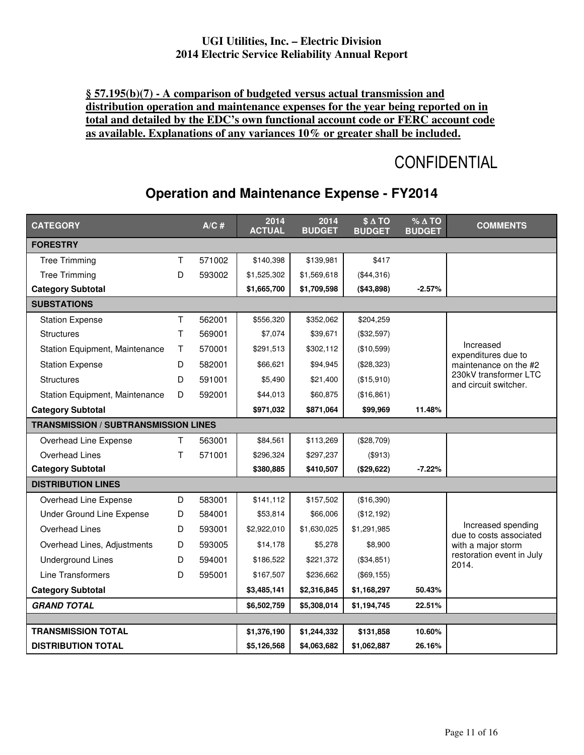**§ 57.195(b)(7) - A comparison of budgeted versus actual transmission and distribution operation and maintenance expenses for the year being reported on in total and detailed by the EDC's own functional account code or FERC account code as available. Explanations of any variances 10% or greater shall be included.**

CONFIDENTIAL

## Operation and Maintenance Expense - FY2014

| CATEGORY | | A/C # | 2014 ACTUAL | 2014 BUDGET | $ Δ TO BUDGET | % Δ TO BUDGET | COMMENTS |
|---|---|---|---|---|---|---|---|
| **FORESTRY** | | | | | | | |
| Tree Trimming | T | 571002 | $140,398 | $139,981 | $417 | | |
| Tree Trimming | D | 593002 | $1,525,302 | $1,569,618 | ($44,316) | | |
| **Category Subtotal** | | | **$1,665,700** | **$1,709,598** | **($43,898)** | **-2.57%** | |
| **SUBSTATIONS** | | | | | | | |
| Station Expense | T | 562001 | $556,320 | $352,062 | $204,259 | | Increased expenditures due to maintenance on the #2 230kV transformer LTC and circuit switcher. |
| Structures | T | 569001 | $7,074 | $39,671 | ($32,597) | | |
| Station Equipment, Maintenance | T | 570001 | $291,513 | $302,112 | ($10,599) | | |
| Station Expense | D | 582001 | $66,621 | $94,945 | ($28,323) | | |
| Structures | D | 591001 | $5,490 | $21,400 | ($15,910) | | |
| Station Equipment, Maintenance | D | 592001 | $44,013 | $60,875 | ($16,861) | | |
| **Category Subtotal** | | | **$971,032** | **$871,064** | **$99,969** | **11.48%** | |
| **TRANSMISSION / SUBTRANSMISSION LINES** | | | | | | | |
| Overhead Line Expense | T | 563001 | $84,561 | $113,269 | ($28,709) | | |
| Overhead Lines | T | 571001 | $296,324 | $297,237 | ($913) | | |
| **Category Subtotal** | | | **$380,885** | **$410,507** | **($29,622)** | **-7.22%** | |
| **DISTRIBUTION LINES** | | | | | | | |
| Overhead Line Expense | D | 583001 | $141,112 | $157,502 | ($16,390) | | Increased spending due to costs associated with a major storm restoration event in July 2014. |
| Under Ground Line Expense | D | 584001 | $53,814 | $66,006 | ($12,192) | | |
| Overhead Lines | D | 593001 | $2,922,010 | $1,630,025 | $1,291,985 | | |
| Overhead Lines, Adjustments | D | 593005 | $14,178 | $5,278 | $8,900 | | |
| Underground Lines | D | 594001 | $186,522 | $221,372 | ($34,851) | | |
| Line Transformers | D | 595001 | $167,507 | $236,662 | ($69,155) | | |
| **Category Subtotal** | | | **$3,485,141** | **$2,316,845** | **$1,168,297** | **50.43%** | |
| ***GRAND TOTAL*** | | | **$6,502,759** | **$5,308,014** | **$1,194,745** | **22.51%** | |
| | | | | | | | |
| **TRANSMISSION TOTAL** | | | **$1,376,190** | **$1,244,332** | **$131,858** | **10.60%** | |
| **DISTRIBUTION TOTAL** | | | **$5,126,568** | **$4,063,682** | **$1,062,887** | **26.16%** | |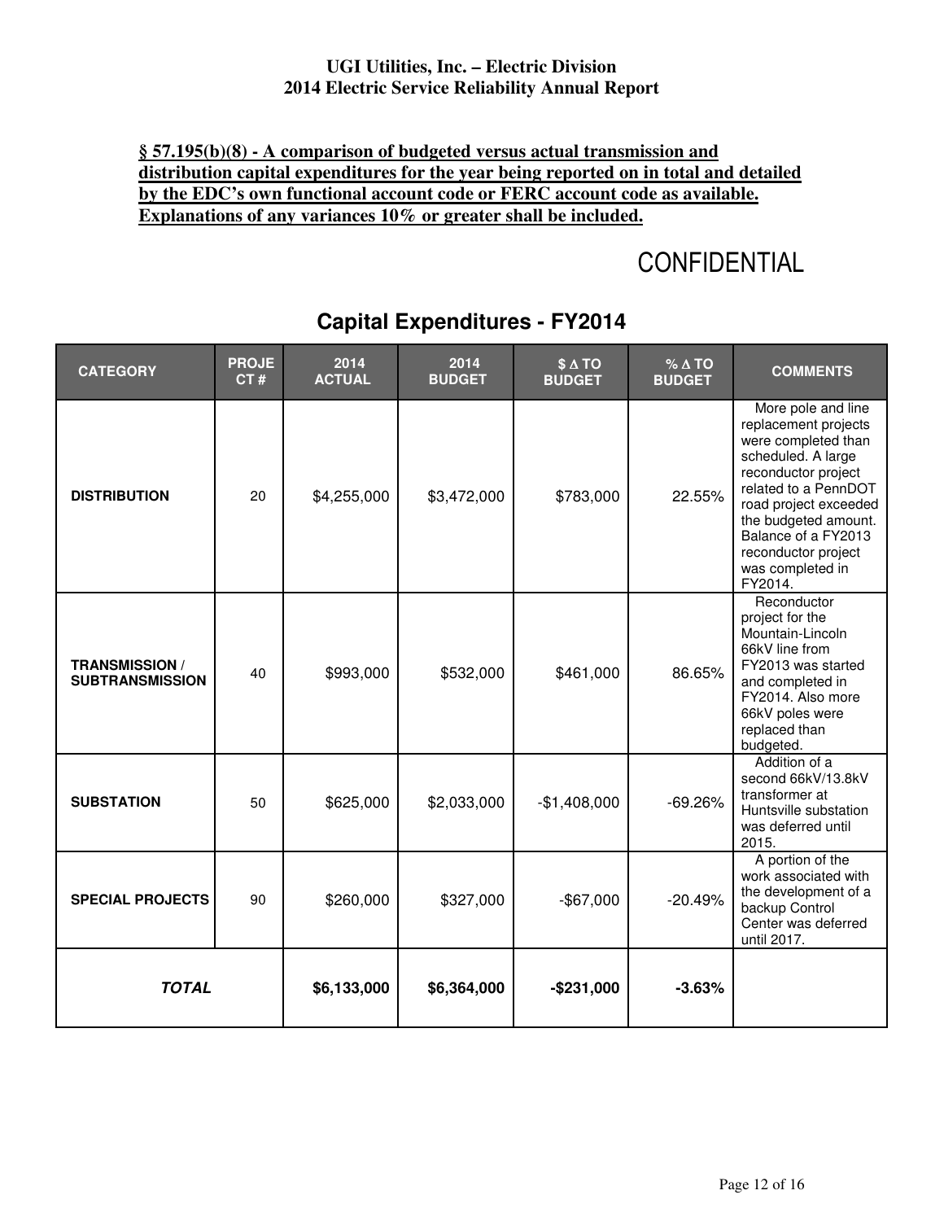**§ 57.195(b)(8) - A comparison of budgeted versus actual transmission and distribution capital expenditures for the year being reported on in total and detailed by the EDC's own functional account code or FERC account code as available. Explanations of any variances 10% or greater shall be included.**

CONFIDENTIAL

## Capital Expenditures - FY2014

| CATEGORY | PROJECT # | 2014 ACTUAL | 2014 BUDGET | $ Δ TO BUDGET | % Δ TO BUDGET | COMMENTS |
|---|---|---|---|---|---|---|
| **DISTRIBUTION** | 20 | $4,255,000 | $3,472,000 | $783,000 | 22.55% | More pole and line replacement projects were completed than scheduled. A large reconductor project related to a PennDOT road project exceeded the budgeted amount. Balance of a FY2013 reconductor project was completed in FY2014. |
| **TRANSMISSION / SUBTRANSMISSION** | 40 | $993,000 | $532,000 | $461,000 | 86.65% | Reconductor project for the Mountain-Lincoln 66kV line from FY2013 was started and completed in FY2014. Also more 66kV poles were replaced than budgeted. |
| **SUBSTATION** | 50 | $625,000 | $2,033,000 | -$1,408,000 | -69.26% | Addition of a second 66kV/13.8kV transformer at Huntsville substation was deferred until 2015. |
| **SPECIAL PROJECTS** | 90 | $260,000 | $327,000 | -$67,000 | -20.49% | A portion of the work associated with the development of a backup Control Center was deferred until 2017. |
| ***TOTAL*** | | **$6,133,000** | **$6,364,000** | **-$231,000** | **-3.63%** | |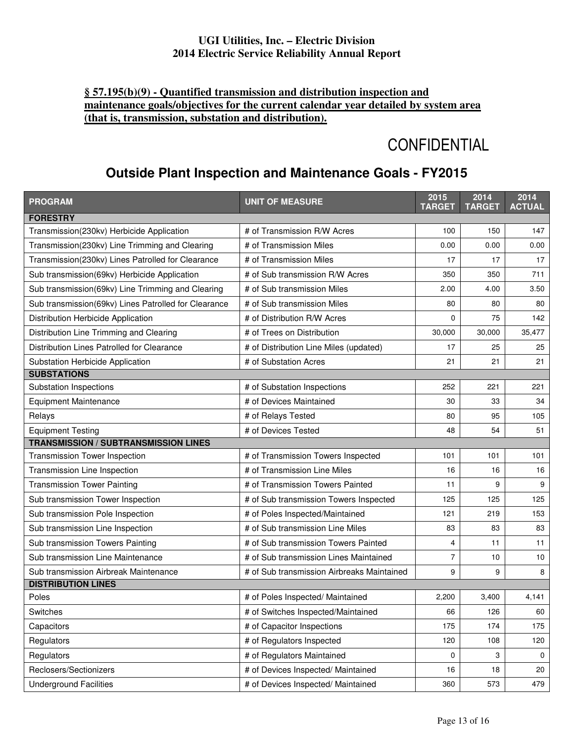**§ 57.195(b)(9) - Quantified transmission and distribution inspection and maintenance goals/objectives for the current calendar year detailed by system area (that is, transmission, substation and distribution).**

CONFIDENTIAL

## Outside Plant Inspection and Maintenance Goals - FY2015

| PROGRAM | UNIT OF MEASURE | 2015 TARGET | 2014 TARGET | 2014 ACTUAL |
|---|---|---|---|---|
| **FORESTRY** | | | | |
| Transmission(230kv) Herbicide Application | # of Transmission R/W Acres | 100 | 150 | 147 |
| Transmission(230kv) Line Trimming and Clearing | # of Transmission Miles | 0.00 | 0.00 | 0.00 |
| Transmission(230kv) Lines Patrolled for Clearance | # of Transmission Miles | 17 | 17 | 17 |
| Sub transmission(69kv) Herbicide Application | # of Sub transmission R/W Acres | 350 | 350 | 711 |
| Sub transmission(69kv) Line Trimming and Clearing | # of Sub transmission Miles | 2.00 | 4.00 | 3.50 |
| Sub transmission(69kv) Lines Patrolled for Clearance | # of Sub transmission Miles | 80 | 80 | 80 |
| Distribution Herbicide Application | # of Distribution R/W Acres | 0 | 75 | 142 |
| Distribution Line Trimming and Clearing | # of Trees on Distribution | 30,000 | 30,000 | 35,477 |
| Distribution Lines Patrolled for Clearance | # of Distribution Line Miles (updated) | 17 | 25 | 25 |
| Substation Herbicide Application | # of Substation Acres | 21 | 21 | 21 |
| **SUBSTATIONS** | | | | |
| Substation Inspections | # of Substation Inspections | 252 | 221 | 221 |
| Equipment Maintenance | # of Devices Maintained | 30 | 33 | 34 |
| Relays | # of Relays Tested | 80 | 95 | 105 |
| Equipment Testing | # of Devices Tested | 48 | 54 | 51 |
| **TRANSMISSION / SUBTRANSMISSION LINES** | | | | |
| Transmission Tower Inspection | # of Transmission Towers Inspected | 101 | 101 | 101 |
| Transmission Line Inspection | # of Transmission Line Miles | 16 | 16 | 16 |
| Transmission Tower Painting | # of Transmission Towers Painted | 11 | 9 | 9 |
| Sub transmission Tower Inspection | # of Sub transmission Towers Inspected | 125 | 125 | 125 |
| Sub transmission Pole Inspection | # of Poles Inspected/Maintained | 121 | 219 | 153 |
| Sub transmission Line Inspection | # of Sub transmission Line Miles | 83 | 83 | 83 |
| Sub transmission Towers Painting | # of Sub transmission Towers Painted | 4 | 11 | 11 |
| Sub transmission Line Maintenance | # of Sub transmission Lines Maintained | 7 | 10 | 10 |
| Sub transmission Airbreak Maintenance | # of Sub transmission Airbreaks Maintained | 9 | 9 | 8 |
| **DISTRIBUTION LINES** | | | | |
| Poles | # of Poles Inspected/ Maintained | 2,200 | 3,400 | 4,141 |
| Switches | # of Switches Inspected/Maintained | 66 | 126 | 60 |
| Capacitors | # of Capacitor Inspections | 175 | 174 | 175 |
| Regulators | # of Regulators Inspected | 120 | 108 | 120 |
| Regulators | # of Regulators Maintained | 0 | 3 | 0 |
| Reclosers/Sectionizers | # of Devices Inspected/ Maintained | 16 | 18 | 20 |
| Underground Facilities | # of Devices Inspected/ Maintained | 360 | 573 | 479 |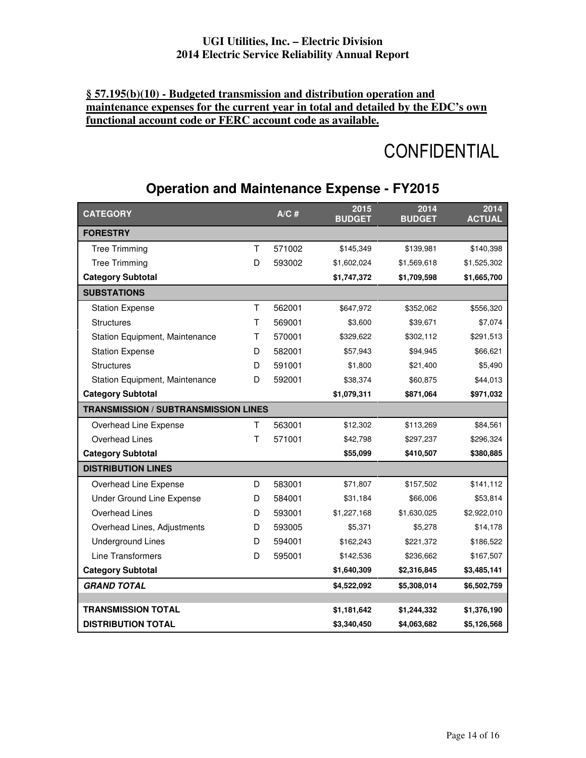**§ 57.195(b)(10) - Budgeted transmission and distribution operation and maintenance expenses for the current year in total and detailed by the EDC's own functional account code or FERC account code as available.**

CONFIDENTIAL

## Operation and Maintenance Expense - FY2015

| CATEGORY | | A/C # | 2015 BUDGET | 2014 BUDGET | 2014 ACTUAL |
|---|---|---|---|---|---|
| **FORESTRY** | | | | | |
| Tree Trimming | T | 571002 | $145,349 | $139,981 | $140,398 |
| Tree Trimming | D | 593002 | $1,602,024 | $1,569,618 | $1,525,302 |
| **Category Subtotal** | | | **$1,747,372** | **$1,709,598** | **$1,665,700** |
| **SUBSTATIONS** | | | | | |
| Station Expense | T | 562001 | $647,972 | $352,062 | $556,320 |
| Structures | T | 569001 | $3,600 | $39,671 | $7,074 |
| Station Equipment, Maintenance | T | 570001 | $329,622 | $302,112 | $291,513 |
| Station Expense | D | 582001 | $57,943 | $94,945 | $66,621 |
| Structures | D | 591001 | $1,800 | $21,400 | $5,490 |
| Station Equipment, Maintenance | D | 592001 | $38,374 | $60,875 | $44,013 |
| **Category Subtotal** | | | **$1,079,311** | **$871,064** | **$971,032** |
| **TRANSMISSION / SUBTRANSMISSION LINES** | | | | | |
| Overhead Line Expense | T | 563001 | $12,302 | $113,269 | $84,561 |
| Overhead Lines | T | 571001 | $42,798 | $297,237 | $296,324 |
| **Category Subtotal** | | | **$55,099** | **$410,507** | **$380,885** |
| **DISTRIBUTION LINES** | | | | | |
| Overhead Line Expense | D | 583001 | $71,807 | $157,502 | $141,112 |
| Under Ground Line Expense | D | 584001 | $31,184 | $66,006 | $53,814 |
| Overhead Lines | D | 593001 | $1,227,168 | $1,630,025 | $2,922,010 |
| Overhead Lines, Adjustments | D | 593005 | $5,371 | $5,278 | $14,178 |
| Underground Lines | D | 594001 | $162,243 | $221,372 | $186,522 |
| Line Transformers | D | 595001 | $142,536 | $236,662 | $167,507 |
| **Category Subtotal** | | | **$1,640,309** | **$2,316,845** | **$3,485,141** |
| ***GRAND TOTAL*** | | | **$4,522,092** | **$5,308,014** | **$6,502,759** |
| | | | | | |
| **TRANSMISSION TOTAL** | | | **$1,181,642** | **$1,244,332** | **$1,376,190** |
| **DISTRIBUTION TOTAL** | | | **$3,340,450** | **$4,063,682** | **$5,126,568** |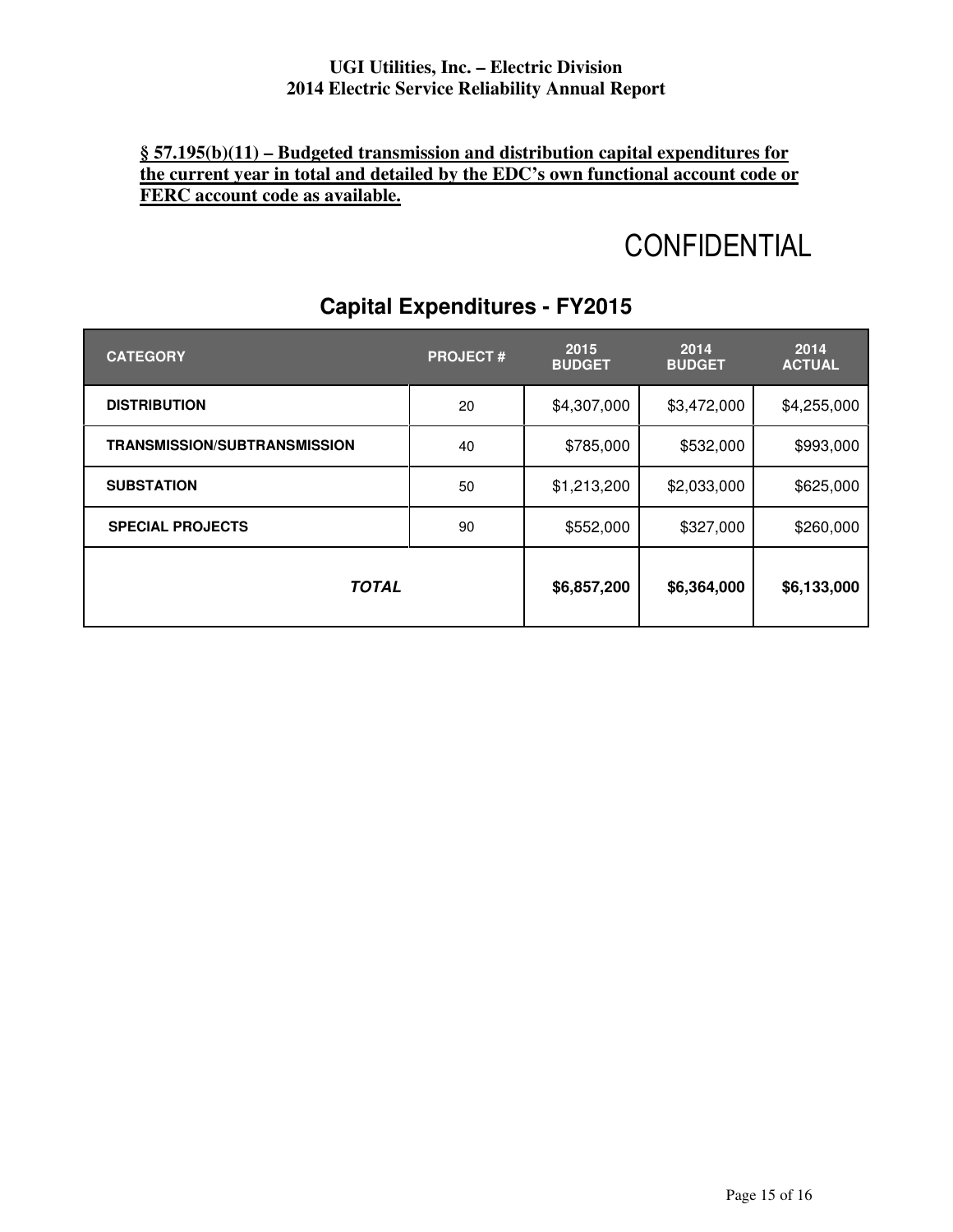**§ 57.195(b)(11) – Budgeted transmission and distribution capital expenditures for the current year in total and detailed by the EDC's own functional account code or FERC account code as available.**

CONFIDENTIAL

## Capital Expenditures - FY2015

| CATEGORY | PROJECT # | 2015 BUDGET | 2014 BUDGET | 2014 ACTUAL |
|---|---|---|---|---|
| DISTRIBUTION | 20 | $4,307,000 | $3,472,000 | $4,255,000 |
| TRANSMISSION/SUBTRANSMISSION | 40 | $785,000 | $532,000 | $993,000 |
| SUBSTATION | 50 | $1,213,200 | $2,033,000 | $625,000 |
| SPECIAL PROJECTS | 90 | $552,000 | $327,000 | $260,000 |
| ***TOTAL*** | | **$6,857,200** | **$6,364,000** | **$6,133,000** |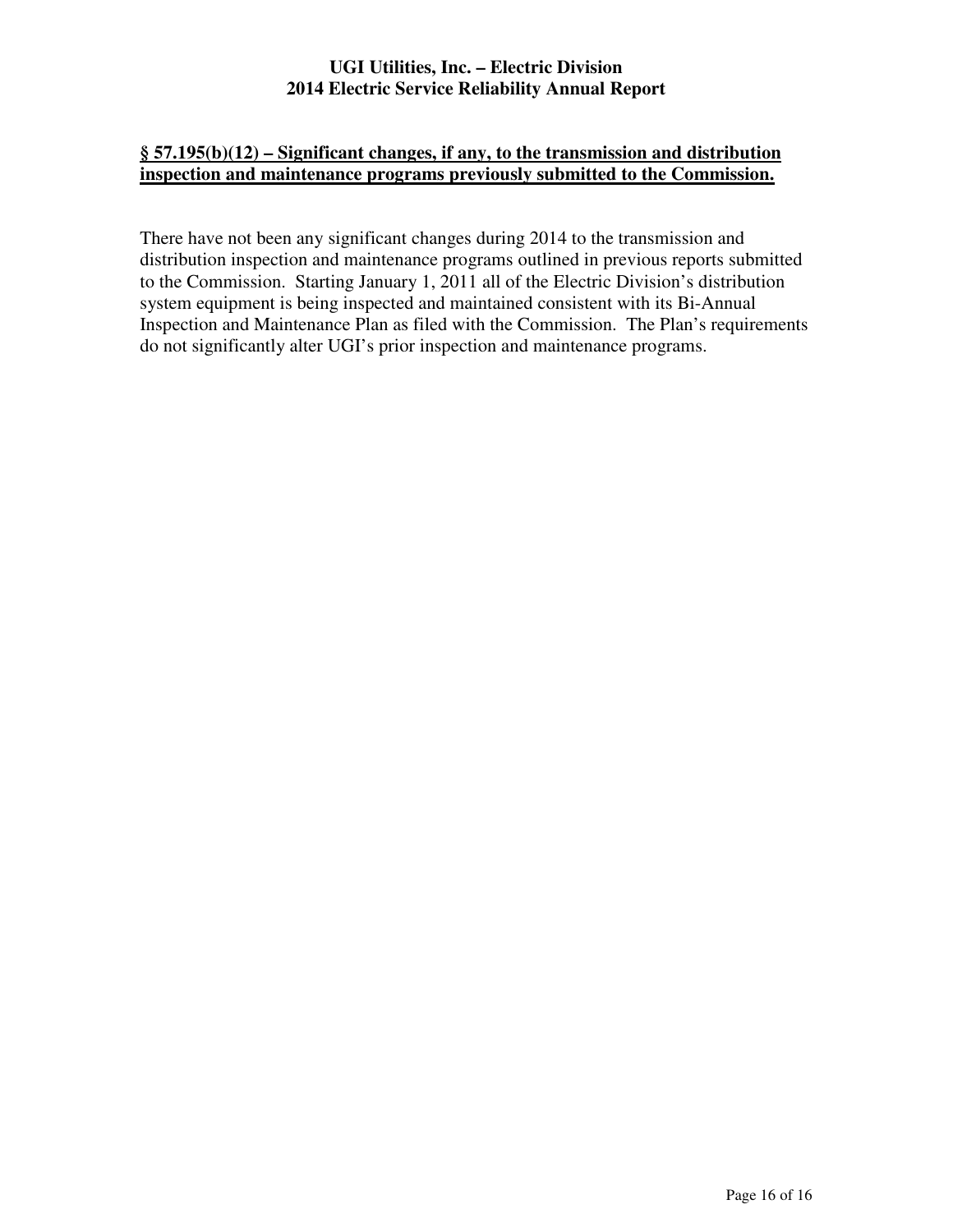**§ 57.195(b)(12) – Significant changes, if any, to the transmission and distribution inspection and maintenance programs previously submitted to the Commission.**

There have not been any significant changes during 2014 to the transmission and distribution inspection and maintenance programs outlined in previous reports submitted to the Commission. Starting January 1, 2011 all of the Electric Division's distribution system equipment is being inspected and maintained consistent with its Bi-Annual Inspection and Maintenance Plan as filed with the Commission. The Plan's requirements do not significantly alter UGI's prior inspection and maintenance programs.